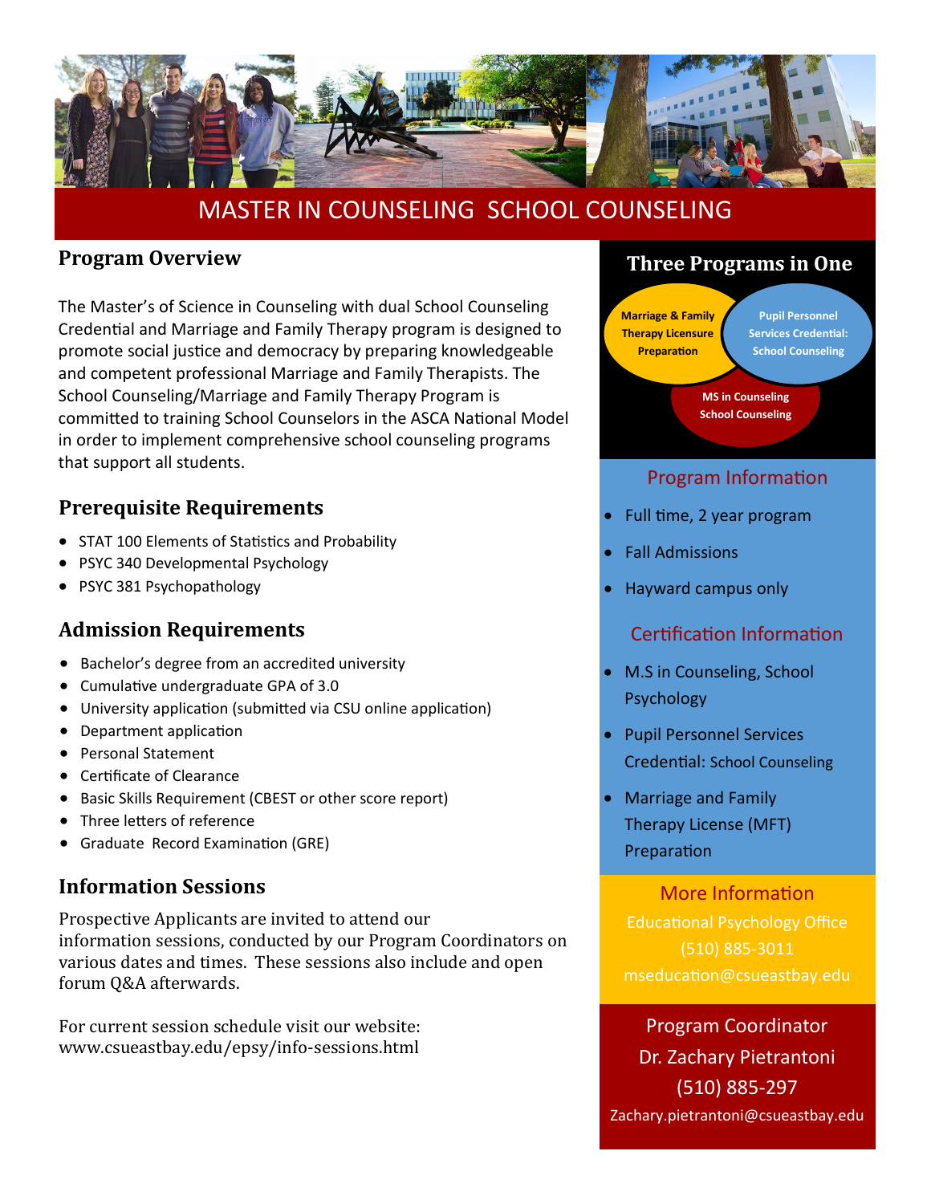# MASTER IN COUNSELING SCHOOL COUNSELING

## Program Overview

The Master's of Science in Counseling with dual School Counseling Credential and Marriage and Family Therapy program is designed to promote social justice and democracy by preparing knowledgeable and competent professional Marriage and Family Therapists. The School Counseling/Marriage and Family Therapy Program is committed to training School Counselors in the ASCA National Model in order to implement comprehensive school counseling programs that support all students.

## Prerequisite Requirements

- STAT 100 Elements of Statistics and Probability
- PSYC 340 Developmental Psychology
- PSYC 381 Psychopathology

## Admission Requirements

- Bachelor's degree from an accredited university
- Cumulative undergraduate GPA of 3.0
- University application (submitted via CSU online application)
- Department application
- Personal Statement
- Certificate of Clearance
- Basic Skills Requirement (CBEST or other score report)
- Three letters of reference
- Graduate Record Examination (GRE)

## Information Sessions

Prospective Applicants are invited to attend our information sessions, conducted by our Program Coordinators on various dates and times. These sessions also include and open forum Q&A afterwards.

For current session schedule visit our website:
www.csueastbay.edu/epsy/info-sessions.html

## Three Programs in One

- Marriage & Family Therapy Licensure Preparation
- Pupil Personnel Services Credential: School Counseling
- MS in Counseling School Counseling

### Program Information

- Full time, 2 year program
- Fall Admissions
- Hayward campus only

### Certification Information

- M.S in Counseling, School Psychology
- Pupil Personnel Services Credential: School Counseling
- Marriage and Family Therapy License (MFT) Preparation

### More Information

Educational Psychology Office
(510) 885-3011
mseducation@csueastbay.edu

### Program Coordinator

Dr. Zachary Pietrantoni
(510) 885-297
Zachary.pietrantoni@csueastbay.edu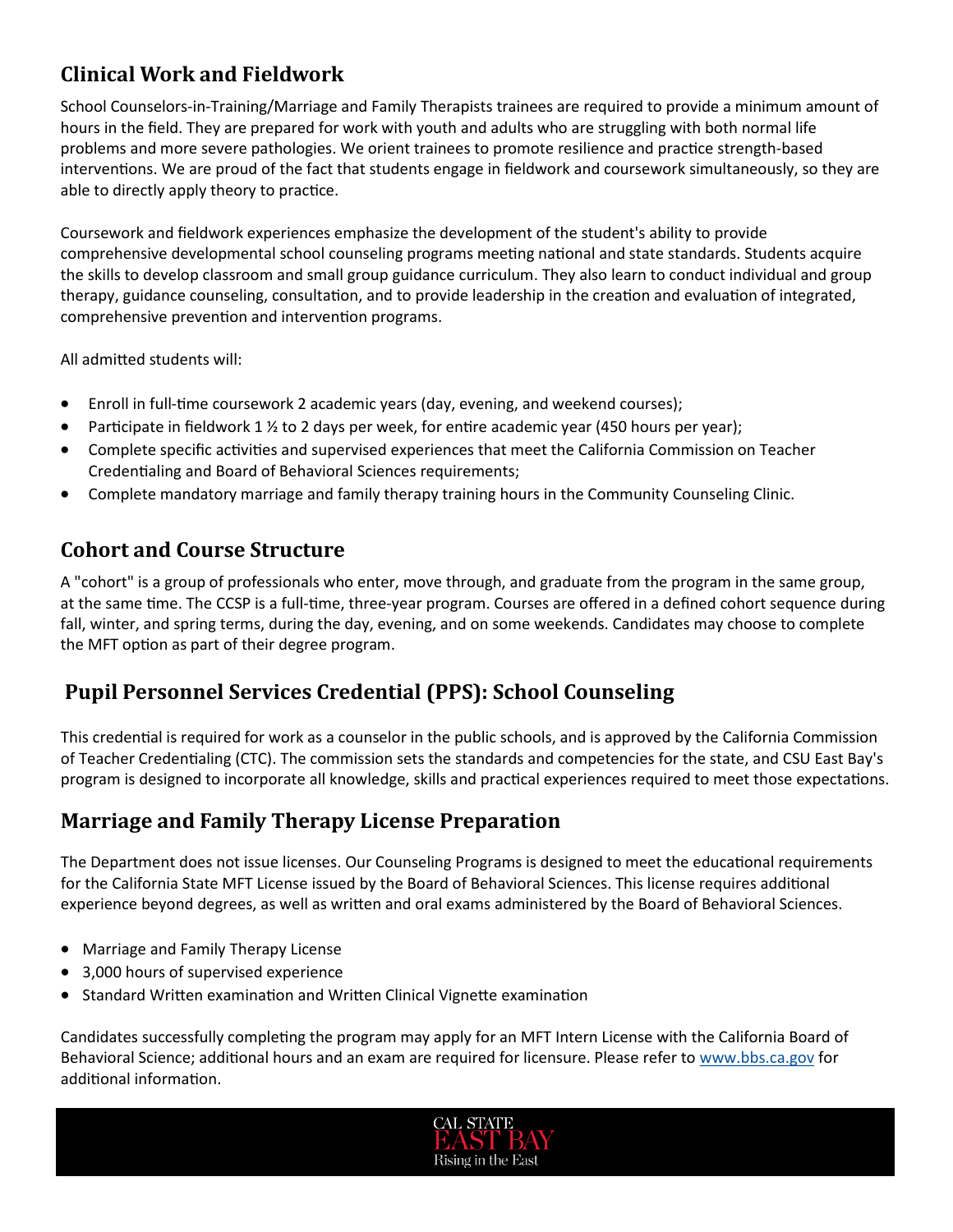## Clinical Work and Fieldwork

School Counselors-in-Training/Marriage and Family Therapists trainees are required to provide a minimum amount of hours in the field. They are prepared for work with youth and adults who are struggling with both normal life problems and more severe pathologies. We orient trainees to promote resilience and practice strength-based interventions. We are proud of the fact that students engage in fieldwork and coursework simultaneously, so they are able to directly apply theory to practice.

Coursework and fieldwork experiences emphasize the development of the student's ability to provide comprehensive developmental school counseling programs meeting national and state standards. Students acquire the skills to develop classroom and small group guidance curriculum. They also learn to conduct individual and group therapy, guidance counseling, consultation, and to provide leadership in the creation and evaluation of integrated, comprehensive prevention and intervention programs.

All admitted students will:

- Enroll in full-time coursework 2 academic years (day, evening, and weekend courses);
- Participate in fieldwork 1 ½ to 2 days per week, for entire academic year (450 hours per year);
- Complete specific activities and supervised experiences that meet the California Commission on Teacher Credentialing and Board of Behavioral Sciences requirements;
- Complete mandatory marriage and family therapy training hours in the Community Counseling Clinic.

## Cohort and Course Structure

A "cohort" is a group of professionals who enter, move through, and graduate from the program in the same group, at the same time. The CCSP is a full-time, three-year program. Courses are offered in a defined cohort sequence during fall, winter, and spring terms, during the day, evening, and on some weekends. Candidates may choose to complete the MFT option as part of their degree program.

## Pupil Personnel Services Credential (PPS): School Counseling

This credential is required for work as a counselor in the public schools, and is approved by the California Commission of Teacher Credentialing (CTC). The commission sets the standards and competencies for the state, and CSU East Bay's program is designed to incorporate all knowledge, skills and practical experiences required to meet those expectations.

## Marriage and Family Therapy License Preparation

The Department does not issue licenses. Our Counseling Programs is designed to meet the educational requirements for the California State MFT License issued by the Board of Behavioral Sciences. This license requires additional experience beyond degrees, as well as written and oral exams administered by the Board of Behavioral Sciences.

- Marriage and Family Therapy License
- 3,000 hours of supervised experience
- Standard Written examination and Written Clinical Vignette examination

Candidates successfully completing the program may apply for an MFT Intern License with the California Board of Behavioral Science; additional hours and an exam are required for licensure. Please refer to www.bbs.ca.gov for additional information.

CAL STATE EAST BAY
Rising in the East